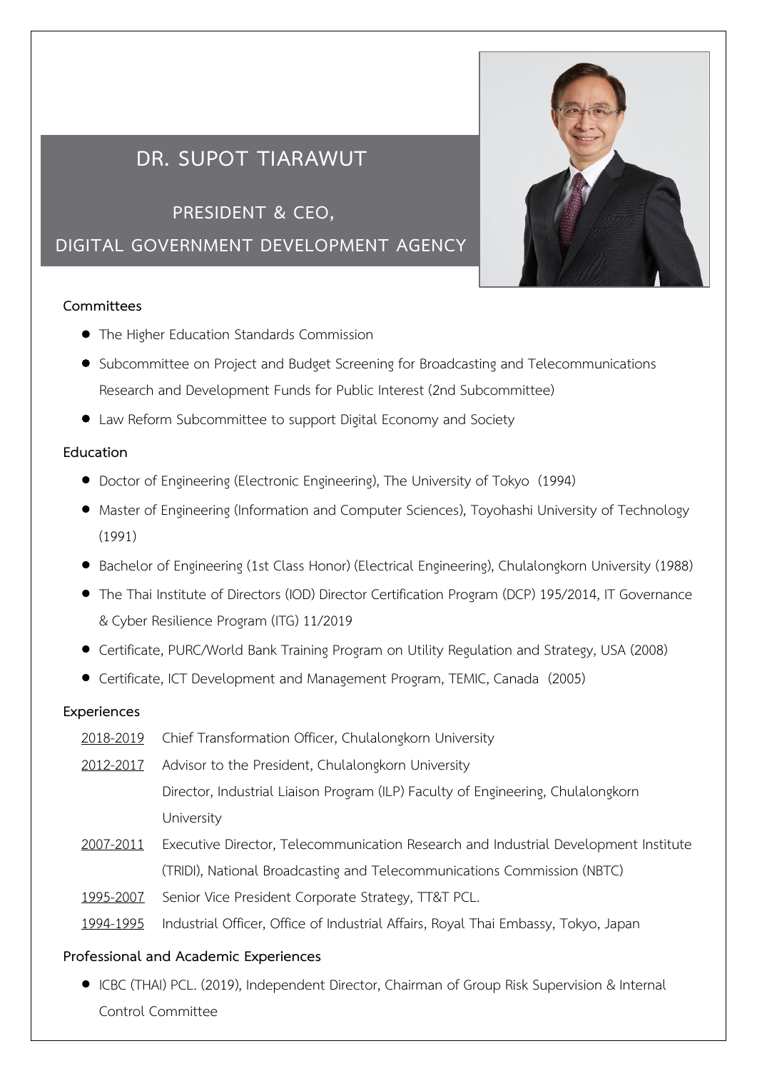# DR. SUPOT TIARAWUT

## PRESIDENT & CEO, DIGITAL GOVERNMENT DEVELOPMENT AGENCY

### Committees

- The Higher Education Standards Commission
- Subcommittee on Project and Budget Screening for Broadcasting and Telecommunications Research and Development Funds for Public Interest (2nd Subcommittee)
- Law Reform Subcommittee to support Digital Economy and Society

### Education

- Doctor of Engineering (Electronic Engineering), The University of Tokyo (1994)
- Master of Engineering (Information and Computer Sciences), Toyohashi University of Technology (1991)
- Bachelor of Engineering (1st Class Honor) (Electrical Engineering), Chulalongkorn University (1988)
- The Thai Institute of Directors (IOD) Director Certification Program (DCP) 195/2014, IT Governance & Cyber Resilience Program (ITG) 11/2019
- Certificate, PURC/World Bank Training Program on Utility Regulation and Strategy, USA (2008)
- Certificate, ICT Development and Management Program, TEMIC, Canada (2005)

### Experiences

| | |
|---|---|
| 2018-2019 | Chief Transformation Officer, Chulalongkorn University |
| 2012-2017 | Advisor to the President, Chulalongkorn University<br>Director, Industrial Liaison Program (ILP) Faculty of Engineering, Chulalongkorn University |
| 2007-2011 | Executive Director, Telecommunication Research and Industrial Development Institute (TRIDI), National Broadcasting and Telecommunications Commission (NBTC) |
| 1995-2007 | Senior Vice President Corporate Strategy, TT&T PCL. |
| 1994-1995 | Industrial Officer, Office of Industrial Affairs, Royal Thai Embassy, Tokyo, Japan |

### Professional and Academic Experiences

- ICBC (THAI) PCL. (2019), Independent Director, Chairman of Group Risk Supervision & Internal Control Committee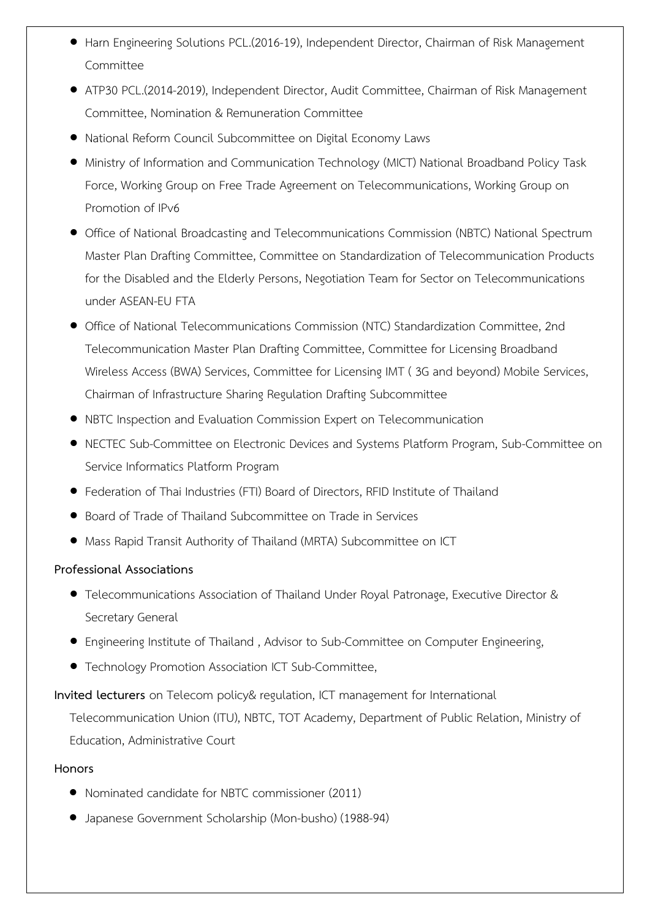- Harn Engineering Solutions PCL.(2016-19), Independent Director, Chairman of Risk Management Committee
- ATP30 PCL.(2014-2019), Independent Director, Audit Committee, Chairman of Risk Management Committee, Nomination & Remuneration Committee
- National Reform Council Subcommittee on Digital Economy Laws
- Ministry of Information and Communication Technology (MICT) National Broadband Policy Task Force, Working Group on Free Trade Agreement on Telecommunications, Working Group on Promotion of IPv6
- Office of National Broadcasting and Telecommunications Commission (NBTC) National Spectrum Master Plan Drafting Committee, Committee on Standardization of Telecommunication Products for the Disabled and the Elderly Persons, Negotiation Team for Sector on Telecommunications under ASEAN-EU FTA
- Office of National Telecommunications Commission (NTC) Standardization Committee, 2nd Telecommunication Master Plan Drafting Committee, Committee for Licensing Broadband Wireless Access (BWA) Services, Committee for Licensing IMT ( 3G and beyond) Mobile Services, Chairman of Infrastructure Sharing Regulation Drafting Subcommittee
- NBTC Inspection and Evaluation Commission Expert on Telecommunication
- NECTEC Sub-Committee on Electronic Devices and Systems Platform Program, Sub-Committee on Service Informatics Platform Program
- Federation of Thai Industries (FTI) Board of Directors, RFID Institute of Thailand
- Board of Trade of Thailand Subcommittee on Trade in Services
- Mass Rapid Transit Authority of Thailand (MRTA) Subcommittee on ICT

**Professional Associations**

- Telecommunications Association of Thailand Under Royal Patronage, Executive Director & Secretary General
- Engineering Institute of Thailand , Advisor to Sub-Committee on Computer Engineering,
- Technology Promotion Association ICT Sub-Committee,

**Invited lecturers** on Telecom policy& regulation, ICT management for International Telecommunication Union (ITU), NBTC, TOT Academy, Department of Public Relation, Ministry of Education, Administrative Court

**Honors**

- Nominated candidate for NBTC commissioner (2011)
- Japanese Government Scholarship (Mon-busho) (1988-94)